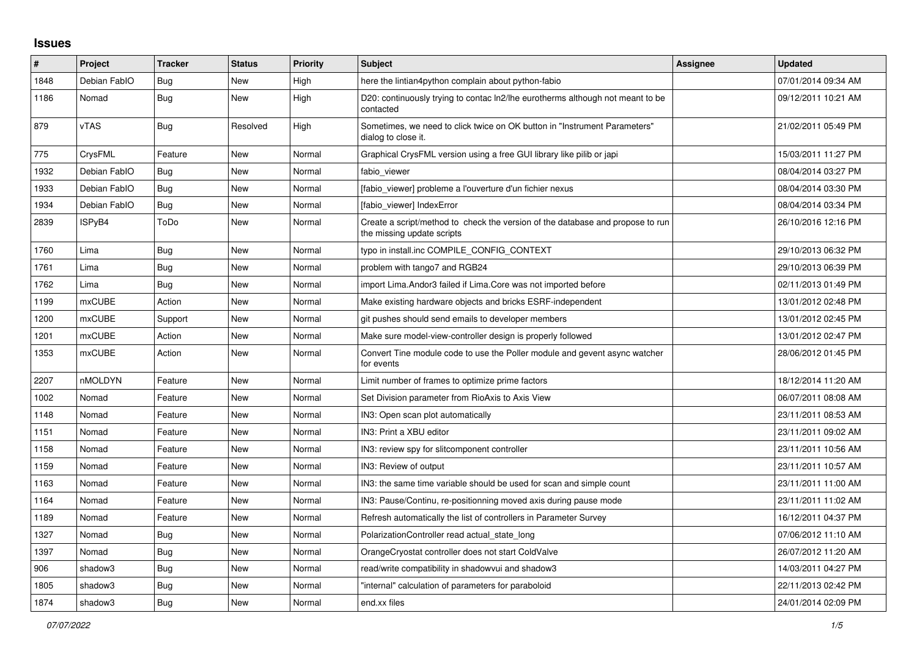# Issues

| # | Project | Tracker | Status | Priority | Subject | Assignee | Updated |
|---|---|---|---|---|---|---|---|
| 1848 | Debian FabIO | Bug | New | High | here the lintian4python complain about python-fabio | | 07/01/2014 09:34 AM |
| 1186 | Nomad | Bug | New | High | D20: continuously trying to contac ln2/lhe eurotherms although not meant to be contacted | | 09/12/2011 10:21 AM |
| 879 | vTAS | Bug | Resolved | High | Sometimes, we need to click twice on OK button in "Instrument Parameters" dialog to close it. | | 21/02/2011 05:49 PM |
| 775 | CrysFML | Feature | New | Normal | Graphical CrysFML version using a free GUI library like pilib or japi | | 15/03/2011 11:27 PM |
| 1932 | Debian FabIO | Bug | New | Normal | fabio_viewer | | 08/04/2014 03:27 PM |
| 1933 | Debian FabIO | Bug | New | Normal | [fabio_viewer] probleme a l'ouverture d'un fichier nexus | | 08/04/2014 03:30 PM |
| 1934 | Debian FabIO | Bug | New | Normal | [fabio_viewer] IndexError | | 08/04/2014 03:34 PM |
| 2839 | ISPyB4 | ToDo | New | Normal | Create a script/method to check the version of the database and propose to run the missing update scripts | | 26/10/2016 12:16 PM |
| 1760 | Lima | Bug | New | Normal | typo in install.inc COMPILE_CONFIG_CONTEXT | | 29/10/2013 06:32 PM |
| 1761 | Lima | Bug | New | Normal | problem with tango7 and RGB24 | | 29/10/2013 06:39 PM |
| 1762 | Lima | Bug | New | Normal | import Lima.Andor3 failed if Lima.Core was not imported before | | 02/11/2013 01:49 PM |
| 1199 | mxCUBE | Action | New | Normal | Make existing hardware objects and bricks ESRF-independent | | 13/01/2012 02:48 PM |
| 1200 | mxCUBE | Support | New | Normal | git pushes should send emails to developer members | | 13/01/2012 02:45 PM |
| 1201 | mxCUBE | Action | New | Normal | Make sure model-view-controller design is properly followed | | 13/01/2012 02:47 PM |
| 1353 | mxCUBE | Action | New | Normal | Convert Tine module code to use the Poller module and gevent async watcher for events | | 28/06/2012 01:45 PM |
| 2207 | nMOLDYN | Feature | New | Normal | Limit number of frames to optimize prime factors | | 18/12/2014 11:20 AM |
| 1002 | Nomad | Feature | New | Normal | Set Division parameter from RioAxis to Axis View | | 06/07/2011 08:08 AM |
| 1148 | Nomad | Feature | New | Normal | IN3: Open scan plot automatically | | 23/11/2011 08:53 AM |
| 1151 | Nomad | Feature | New | Normal | IN3: Print a XBU editor | | 23/11/2011 09:02 AM |
| 1158 | Nomad | Feature | New | Normal | IN3: review spy for slitcomponent controller | | 23/11/2011 10:56 AM |
| 1159 | Nomad | Feature | New | Normal | IN3: Review of output | | 23/11/2011 10:57 AM |
| 1163 | Nomad | Feature | New | Normal | IN3: the same time variable should be used for scan and simple count | | 23/11/2011 11:00 AM |
| 1164 | Nomad | Feature | New | Normal | IN3: Pause/Continu, re-positionning moved axis during pause mode | | 23/11/2011 11:02 AM |
| 1189 | Nomad | Feature | New | Normal | Refresh automatically the list of controllers in Parameter Survey | | 16/12/2011 04:37 PM |
| 1327 | Nomad | Bug | New | Normal | PolarizationController read actual_state_long | | 07/06/2012 11:10 AM |
| 1397 | Nomad | Bug | New | Normal | OrangeCryostat controller does not start ColdValve | | 26/07/2012 11:20 AM |
| 906 | shadow3 | Bug | New | Normal | read/write compatibility in shadowvui and shadow3 | | 14/03/2011 04:27 PM |
| 1805 | shadow3 | Bug | New | Normal | "internal" calculation of parameters for paraboloid | | 22/11/2013 02:42 PM |
| 1874 | shadow3 | Bug | New | Normal | end.xx files | | 24/01/2014 02:09 PM |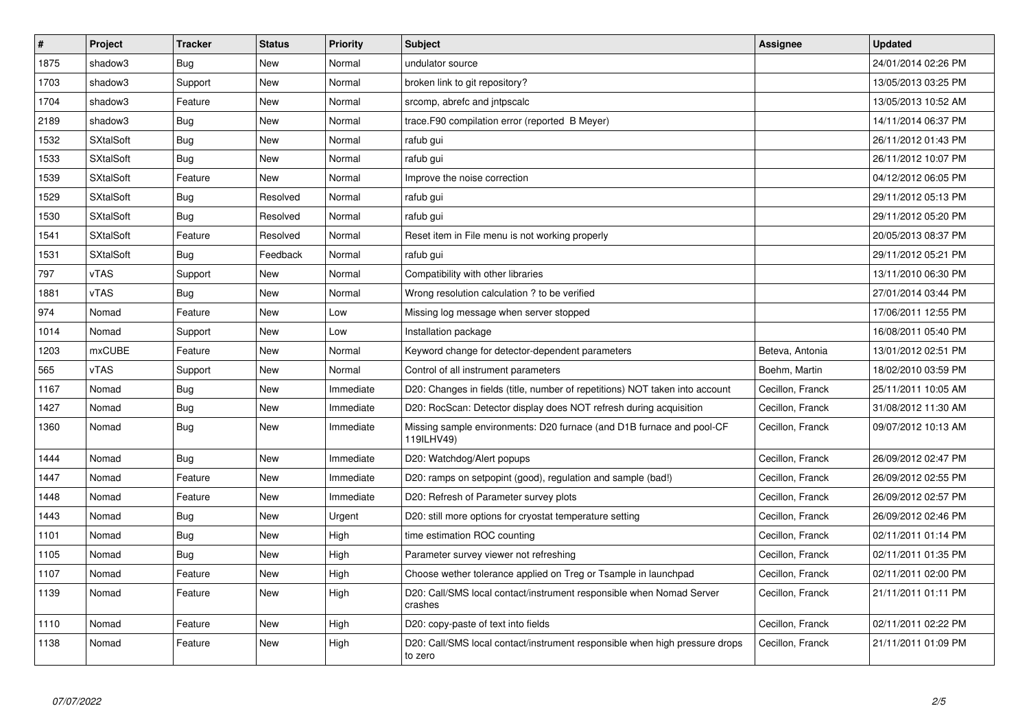| # | Project | Tracker | Status | Priority | Subject | Assignee | Updated |
|---|---|---|---|---|---|---|---|
| 1875 | shadow3 | Bug | New | Normal | undulator source | | 24/01/2014 02:26 PM |
| 1703 | shadow3 | Support | New | Normal | broken link to git repository? | | 13/05/2013 03:25 PM |
| 1704 | shadow3 | Feature | New | Normal | srcomp, abrefc and jntpscalc | | 13/05/2013 10:52 AM |
| 2189 | shadow3 | Bug | New | Normal | trace.F90 compilation error (reported B Meyer) | | 14/11/2014 06:37 PM |
| 1532 | SXtalSoft | Bug | New | Normal | rafub gui | | 26/11/2012 01:43 PM |
| 1533 | SXtalSoft | Bug | New | Normal | rafub gui | | 26/11/2012 10:07 PM |
| 1539 | SXtalSoft | Feature | New | Normal | Improve the noise correction | | 04/12/2012 06:05 PM |
| 1529 | SXtalSoft | Bug | Resolved | Normal | rafub gui | | 29/11/2012 05:13 PM |
| 1530 | SXtalSoft | Bug | Resolved | Normal | rafub gui | | 29/11/2012 05:20 PM |
| 1541 | SXtalSoft | Feature | Resolved | Normal | Reset item in File menu is not working properly | | 20/05/2013 08:37 PM |
| 1531 | SXtalSoft | Bug | Feedback | Normal | rafub gui | | 29/11/2012 05:21 PM |
| 797 | vTAS | Support | New | Normal | Compatibility with other libraries | | 13/11/2010 06:30 PM |
| 1881 | vTAS | Bug | New | Normal | Wrong resolution calculation ? to be verified | | 27/01/2014 03:44 PM |
| 974 | Nomad | Feature | New | Low | Missing log message when server stopped | | 17/06/2011 12:55 PM |
| 1014 | Nomad | Support | New | Low | Installation package | | 16/08/2011 05:40 PM |
| 1203 | mxCUBE | Feature | New | Normal | Keyword change for detector-dependent parameters | Beteva, Antonia | 13/01/2012 02:51 PM |
| 565 | vTAS | Support | New | Normal | Control of all instrument parameters | Boehm, Martin | 18/02/2010 03:59 PM |
| 1167 | Nomad | Bug | New | Immediate | D20: Changes in fields (title, number of repetitions) NOT taken into account | Cecillon, Franck | 25/11/2011 10:05 AM |
| 1427 | Nomad | Bug | New | Immediate | D20: RocScan: Detector display does NOT refresh during acquisition | Cecillon, Franck | 31/08/2012 11:30 AM |
| 1360 | Nomad | Bug | New | Immediate | Missing sample environments: D20 furnace (and D1B furnace and pool-CF 119ILHV49) | Cecillon, Franck | 09/07/2012 10:13 AM |
| 1444 | Nomad | Bug | New | Immediate | D20: Watchdog/Alert popups | Cecillon, Franck | 26/09/2012 02:47 PM |
| 1447 | Nomad | Feature | New | Immediate | D20: ramps on setpopint (good), regulation and sample (bad!) | Cecillon, Franck | 26/09/2012 02:55 PM |
| 1448 | Nomad | Feature | New | Immediate | D20: Refresh of Parameter survey plots | Cecillon, Franck | 26/09/2012 02:57 PM |
| 1443 | Nomad | Bug | New | Urgent | D20: still more options for cryostat temperature setting | Cecillon, Franck | 26/09/2012 02:46 PM |
| 1101 | Nomad | Bug | New | High | time estimation ROC counting | Cecillon, Franck | 02/11/2011 01:14 PM |
| 1105 | Nomad | Bug | New | High | Parameter survey viewer not refreshing | Cecillon, Franck | 02/11/2011 01:35 PM |
| 1107 | Nomad | Feature | New | High | Choose wether tolerance applied on Treg or Tsample in launchpad | Cecillon, Franck | 02/11/2011 02:00 PM |
| 1139 | Nomad | Feature | New | High | D20: Call/SMS local contact/instrument responsible when Nomad Server crashes | Cecillon, Franck | 21/11/2011 01:11 PM |
| 1110 | Nomad | Feature | New | High | D20: copy-paste of text into fields | Cecillon, Franck | 02/11/2011 02:22 PM |
| 1138 | Nomad | Feature | New | High | D20: Call/SMS local contact/instrument responsible when high pressure drops to zero | Cecillon, Franck | 21/11/2011 01:09 PM |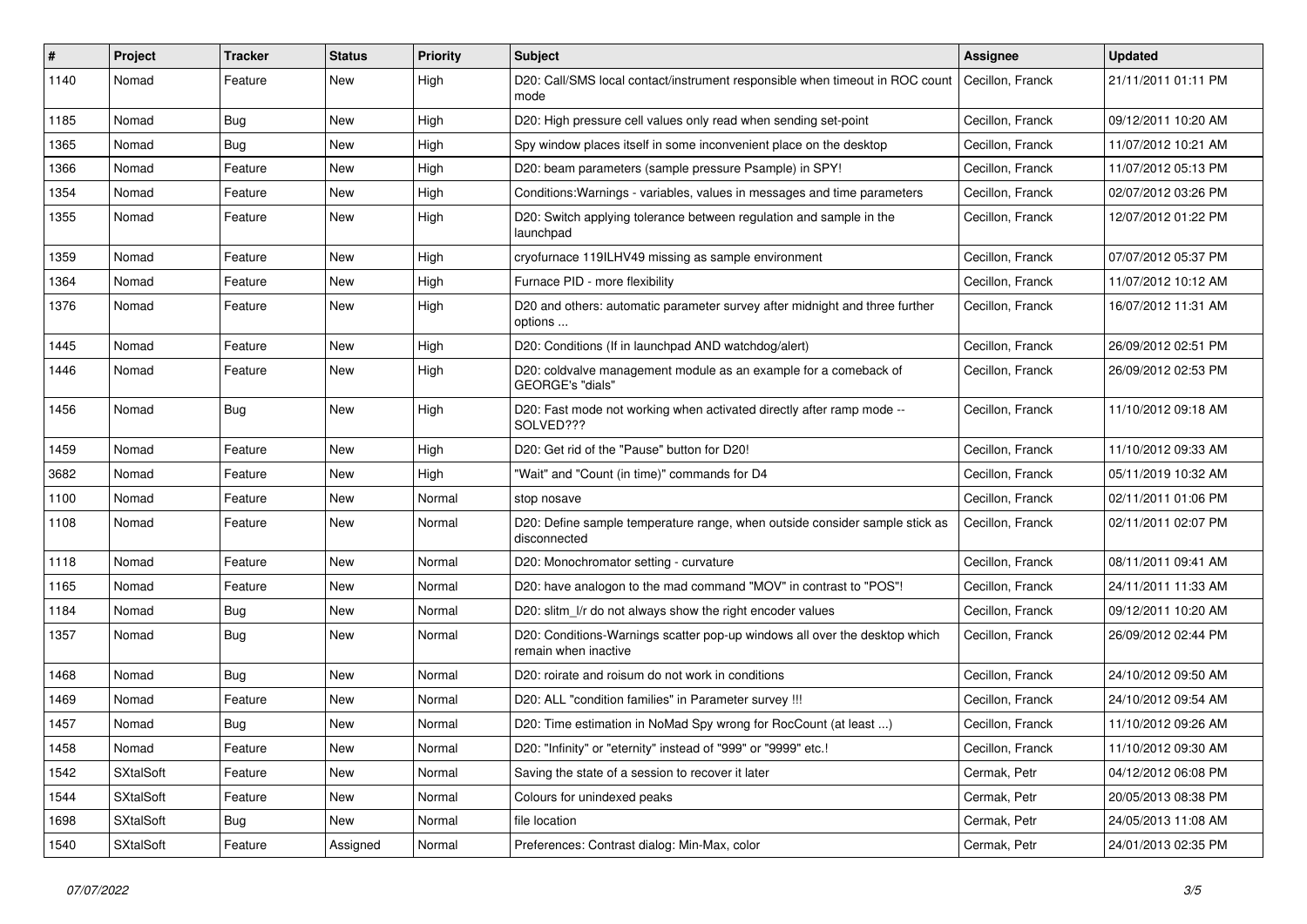| # | Project | Tracker | Status | Priority | Subject | Assignee | Updated |
|---|---|---|---|---|---|---|---|
| 1140 | Nomad | Feature | New | High | D20: Call/SMS local contact/instrument responsible when timeout in ROC count mode | Cecillon, Franck | 21/11/2011 01:11 PM |
| 1185 | Nomad | Bug | New | High | D20: High pressure cell values only read when sending set-point | Cecillon, Franck | 09/12/2011 10:20 AM |
| 1365 | Nomad | Bug | New | High | Spy window places itself in some inconvenient place on the desktop | Cecillon, Franck | 11/07/2012 10:21 AM |
| 1366 | Nomad | Feature | New | High | D20: beam parameters (sample pressure Psample) in SPY! | Cecillon, Franck | 11/07/2012 05:13 PM |
| 1354 | Nomad | Feature | New | High | Conditions:Warnings - variables, values in messages and time parameters | Cecillon, Franck | 02/07/2012 03:26 PM |
| 1355 | Nomad | Feature | New | High | D20: Switch applying tolerance between regulation and sample in the launchpad | Cecillon, Franck | 12/07/2012 01:22 PM |
| 1359 | Nomad | Feature | New | High | cryofurnace 119ILHV49 missing as sample environment | Cecillon, Franck | 07/07/2012 05:37 PM |
| 1364 | Nomad | Feature | New | High | Furnace PID - more flexibility | Cecillon, Franck | 11/07/2012 10:12 AM |
| 1376 | Nomad | Feature | New | High | D20 and others: automatic parameter survey after midnight and three further options ... | Cecillon, Franck | 16/07/2012 11:31 AM |
| 1445 | Nomad | Feature | New | High | D20: Conditions (If in launchpad AND watchdog/alert) | Cecillon, Franck | 26/09/2012 02:51 PM |
| 1446 | Nomad | Feature | New | High | D20: coldvalve management module as an example for a comeback of GEORGE's "dials" | Cecillon, Franck | 26/09/2012 02:53 PM |
| 1456 | Nomad | Bug | New | High | D20: Fast mode not working when activated directly after ramp mode -- SOLVED??? | Cecillon, Franck | 11/10/2012 09:18 AM |
| 1459 | Nomad | Feature | New | High | D20: Get rid of the "Pause" button for D20! | Cecillon, Franck | 11/10/2012 09:33 AM |
| 3682 | Nomad | Feature | New | High | "Wait" and "Count (in time)" commands for D4 | Cecillon, Franck | 05/11/2019 10:32 AM |
| 1100 | Nomad | Feature | New | Normal | stop nosave | Cecillon, Franck | 02/11/2011 01:06 PM |
| 1108 | Nomad | Feature | New | Normal | D20: Define sample temperature range, when outside consider sample stick as disconnected | Cecillon, Franck | 02/11/2011 02:07 PM |
| 1118 | Nomad | Feature | New | Normal | D20: Monochromator setting - curvature | Cecillon, Franck | 08/11/2011 09:41 AM |
| 1165 | Nomad | Feature | New | Normal | D20: have analogon to the mad command "MOV" in contrast to "POS"! | Cecillon, Franck | 24/11/2011 11:33 AM |
| 1184 | Nomad | Bug | New | Normal | D20: slitm_l/r do not always show the right encoder values | Cecillon, Franck | 09/12/2011 10:20 AM |
| 1357 | Nomad | Bug | New | Normal | D20: Conditions-Warnings scatter pop-up windows all over the desktop which remain when inactive | Cecillon, Franck | 26/09/2012 02:44 PM |
| 1468 | Nomad | Bug | New | Normal | D20: roirate and roisum do not work in conditions | Cecillon, Franck | 24/10/2012 09:50 AM |
| 1469 | Nomad | Feature | New | Normal | D20: ALL "condition families" in Parameter survey !!! | Cecillon, Franck | 24/10/2012 09:54 AM |
| 1457 | Nomad | Bug | New | Normal | D20: Time estimation in NoMad Spy wrong for RocCount (at least ...) | Cecillon, Franck | 11/10/2012 09:26 AM |
| 1458 | Nomad | Feature | New | Normal | D20: "Infinity" or "eternity" instead of "999" or "9999" etc.! | Cecillon, Franck | 11/10/2012 09:30 AM |
| 1542 | SXtalSoft | Feature | New | Normal | Saving the state of a session to recover it later | Cermak, Petr | 04/12/2012 06:08 PM |
| 1544 | SXtalSoft | Feature | New | Normal | Colours for unindexed peaks | Cermak, Petr | 20/05/2013 08:38 PM |
| 1698 | SXtalSoft | Bug | New | Normal | file location | Cermak, Petr | 24/05/2013 11:08 AM |
| 1540 | SXtalSoft | Feature | Assigned | Normal | Preferences: Contrast dialog: Min-Max, color | Cermak, Petr | 24/01/2013 02:35 PM |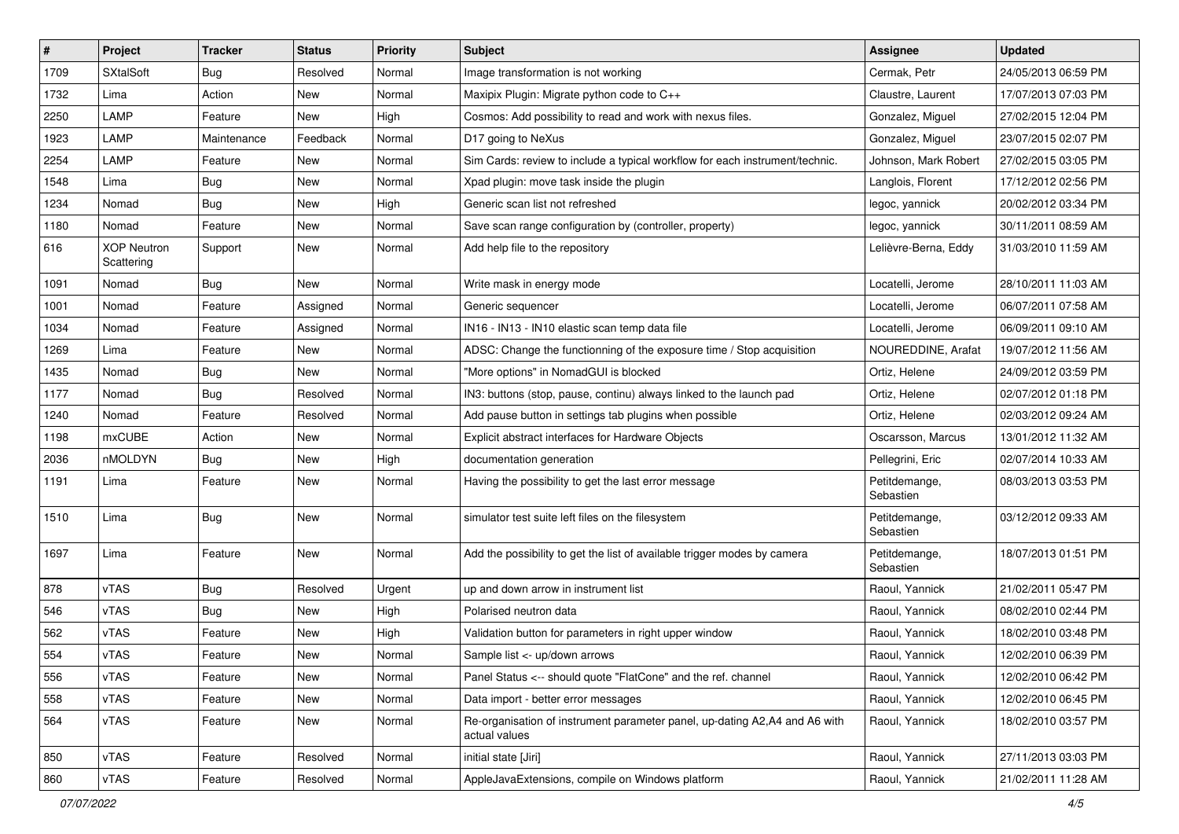| # | Project | Tracker | Status | Priority | Subject | Assignee | Updated |
|---|---|---|---|---|---|---|---|
| 1709 | SXtalSoft | Bug | Resolved | Normal | Image transformation is not working | Cermak, Petr | 24/05/2013 06:59 PM |
| 1732 | Lima | Action | New | Normal | Maxipix Plugin: Migrate python code to C++ | Claustre, Laurent | 17/07/2013 07:03 PM |
| 2250 | LAMP | Feature | New | High | Cosmos: Add possibility to read and work with nexus files. | Gonzalez, Miguel | 27/02/2015 12:04 PM |
| 1923 | LAMP | Maintenance | Feedback | Normal | D17 going to NeXus | Gonzalez, Miguel | 23/07/2015 02:07 PM |
| 2254 | LAMP | Feature | New | Normal | Sim Cards: review to include a typical workflow for each instrument/technic. | Johnson, Mark Robert | 27/02/2015 03:05 PM |
| 1548 | Lima | Bug | New | Normal | Xpad plugin: move task inside the plugin | Langlois, Florent | 17/12/2012 02:56 PM |
| 1234 | Nomad | Bug | New | High | Generic scan list not refreshed | legoc, yannick | 20/02/2012 03:34 PM |
| 1180 | Nomad | Feature | New | Normal | Save scan range configuration by (controller, property) | legoc, yannick | 30/11/2011 08:59 AM |
| 616 | XOP Neutron Scattering | Support | New | Normal | Add help file to the repository | Lelièvre-Berna, Eddy | 31/03/2010 11:59 AM |
| 1091 | Nomad | Bug | New | Normal | Write mask in energy mode | Locatelli, Jerome | 28/10/2011 11:03 AM |
| 1001 | Nomad | Feature | Assigned | Normal | Generic sequencer | Locatelli, Jerome | 06/07/2011 07:58 AM |
| 1034 | Nomad | Feature | Assigned | Normal | IN16 - IN13 - IN10 elastic scan temp data file | Locatelli, Jerome | 06/09/2011 09:10 AM |
| 1269 | Lima | Feature | New | Normal | ADSC: Change the functionning of the exposure time / Stop acquisition | NOUREDDINE, Arafat | 19/07/2012 11:56 AM |
| 1435 | Nomad | Bug | New | Normal | "More options" in NomadGUI is blocked | Ortiz, Helene | 24/09/2012 03:59 PM |
| 1177 | Nomad | Bug | Resolved | Normal | IN3: buttons (stop, pause, continu) always linked to the launch pad | Ortiz, Helene | 02/07/2012 01:18 PM |
| 1240 | Nomad | Feature | Resolved | Normal | Add pause button in settings tab plugins when possible | Ortiz, Helene | 02/03/2012 09:24 AM |
| 1198 | mxCUBE | Action | New | Normal | Explicit abstract interfaces for Hardware Objects | Oscarsson, Marcus | 13/01/2012 11:32 AM |
| 2036 | nMOLDYN | Bug | New | High | documentation generation | Pellegrini, Eric | 02/07/2014 10:33 AM |
| 1191 | Lima | Feature | New | Normal | Having the possibility to get the last error message | Petitdemange, Sebastien | 08/03/2013 03:53 PM |
| 1510 | Lima | Bug | New | Normal | simulator test suite left files on the filesystem | Petitdemange, Sebastien | 03/12/2012 09:33 AM |
| 1697 | Lima | Feature | New | Normal | Add the possibility to get the list of available trigger modes by camera | Petitdemange, Sebastien | 18/07/2013 01:51 PM |
| 878 | vTAS | Bug | Resolved | Urgent | up and down arrow in instrument list | Raoul, Yannick | 21/02/2011 05:47 PM |
| 546 | vTAS | Bug | New | High | Polarised neutron data | Raoul, Yannick | 08/02/2010 02:44 PM |
| 562 | vTAS | Feature | New | High | Validation button for parameters in right upper window | Raoul, Yannick | 18/02/2010 03:48 PM |
| 554 | vTAS | Feature | New | Normal | Sample list <- up/down arrows | Raoul, Yannick | 12/02/2010 06:39 PM |
| 556 | vTAS | Feature | New | Normal | Panel Status <-- should quote "FlatCone" and the ref. channel | Raoul, Yannick | 12/02/2010 06:42 PM |
| 558 | vTAS | Feature | New | Normal | Data import - better error messages | Raoul, Yannick | 12/02/2010 06:45 PM |
| 564 | vTAS | Feature | New | Normal | Re-organisation of instrument parameter panel, up-dating A2,A4 and A6 with actual values | Raoul, Yannick | 18/02/2010 03:57 PM |
| 850 | vTAS | Feature | Resolved | Normal | initial state [Jiri] | Raoul, Yannick | 27/11/2013 03:03 PM |
| 860 | vTAS | Feature | Resolved | Normal | AppleJavaExtensions, compile on Windows platform | Raoul, Yannick | 21/02/2011 11:28 AM |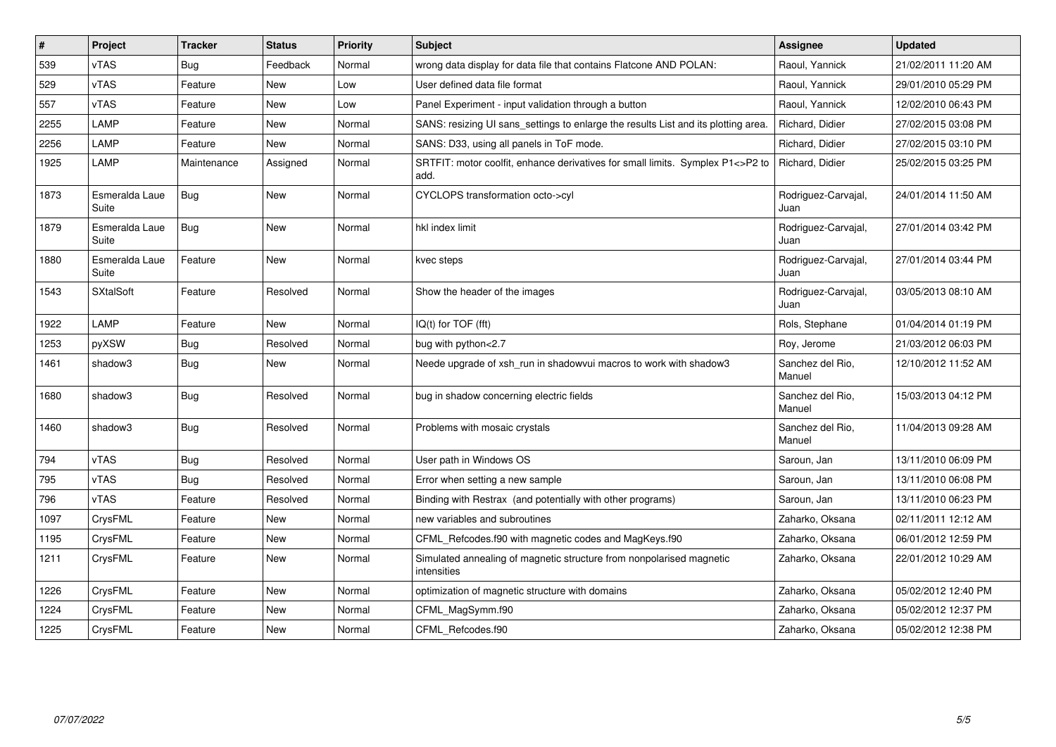| # | Project | Tracker | Status | Priority | Subject | Assignee | Updated |
|---|---|---|---|---|---|---|---|
| 539 | vTAS | Bug | Feedback | Normal | wrong data display for data file that contains Flatcone AND POLAN: | Raoul, Yannick | 21/02/2011 11:20 AM |
| 529 | vTAS | Feature | New | Low | User defined data file format | Raoul, Yannick | 29/01/2010 05:29 PM |
| 557 | vTAS | Feature | New | Low | Panel Experiment - input validation through a button | Raoul, Yannick | 12/02/2010 06:43 PM |
| 2255 | LAMP | Feature | New | Normal | SANS: resizing UI sans_settings to enlarge the results List and its plotting area. | Richard, Didier | 27/02/2015 03:08 PM |
| 2256 | LAMP | Feature | New | Normal | SANS: D33, using all panels in ToF mode. | Richard, Didier | 27/02/2015 03:10 PM |
| 1925 | LAMP | Maintenance | Assigned | Normal | SRTFIT: motor coolfit, enhance derivatives for small limits. Symplex P1<>P2 to add. | Richard, Didier | 25/02/2015 03:25 PM |
| 1873 | Esmeralda Laue Suite | Bug | New | Normal | CYCLOPS transformation octo->cyl | Rodriguez-Carvajal, Juan | 24/01/2014 11:50 AM |
| 1879 | Esmeralda Laue Suite | Bug | New | Normal | hkl index limit | Rodriguez-Carvajal, Juan | 27/01/2014 03:42 PM |
| 1880 | Esmeralda Laue Suite | Feature | New | Normal | kvec steps | Rodriguez-Carvajal, Juan | 27/01/2014 03:44 PM |
| 1543 | SXtalSoft | Feature | Resolved | Normal | Show the header of the images | Rodriguez-Carvajal, Juan | 03/05/2013 08:10 AM |
| 1922 | LAMP | Feature | New | Normal | IQ(t) for TOF (fft) | Rols, Stephane | 01/04/2014 01:19 PM |
| 1253 | pyXSW | Bug | Resolved | Normal | bug with python<2.7 | Roy, Jerome | 21/03/2012 06:03 PM |
| 1461 | shadow3 | Bug | New | Normal | Neede upgrade of xsh_run in shadowvui macros to work with shadow3 | Sanchez del Rio, Manuel | 12/10/2012 11:52 AM |
| 1680 | shadow3 | Bug | Resolved | Normal | bug in shadow concerning electric fields | Sanchez del Rio, Manuel | 15/03/2013 04:12 PM |
| 1460 | shadow3 | Bug | Resolved | Normal | Problems with mosaic crystals | Sanchez del Rio, Manuel | 11/04/2013 09:28 AM |
| 794 | vTAS | Bug | Resolved | Normal | User path in Windows OS | Saroun, Jan | 13/11/2010 06:09 PM |
| 795 | vTAS | Bug | Resolved | Normal | Error when setting a new sample | Saroun, Jan | 13/11/2010 06:08 PM |
| 796 | vTAS | Feature | Resolved | Normal | Binding with Restrax (and potentially with other programs) | Saroun, Jan | 13/11/2010 06:23 PM |
| 1097 | CrysFML | Feature | New | Normal | new variables and subroutines | Zaharko, Oksana | 02/11/2011 12:12 AM |
| 1195 | CrysFML | Feature | New | Normal | CFML_Refcodes.f90 with magnetic codes and MagKeys.f90 | Zaharko, Oksana | 06/01/2012 12:59 PM |
| 1211 | CrysFML | Feature | New | Normal | Simulated annealing of magnetic structure from nonpolarised magnetic intensities | Zaharko, Oksana | 22/01/2012 10:29 AM |
| 1226 | CrysFML | Feature | New | Normal | optimization of magnetic structure with domains | Zaharko, Oksana | 05/02/2012 12:40 PM |
| 1224 | CrysFML | Feature | New | Normal | CFML_MagSymm.f90 | Zaharko, Oksana | 05/02/2012 12:37 PM |
| 1225 | CrysFML | Feature | New | Normal | CFML_Refcodes.f90 | Zaharko, Oksana | 05/02/2012 12:38 PM |